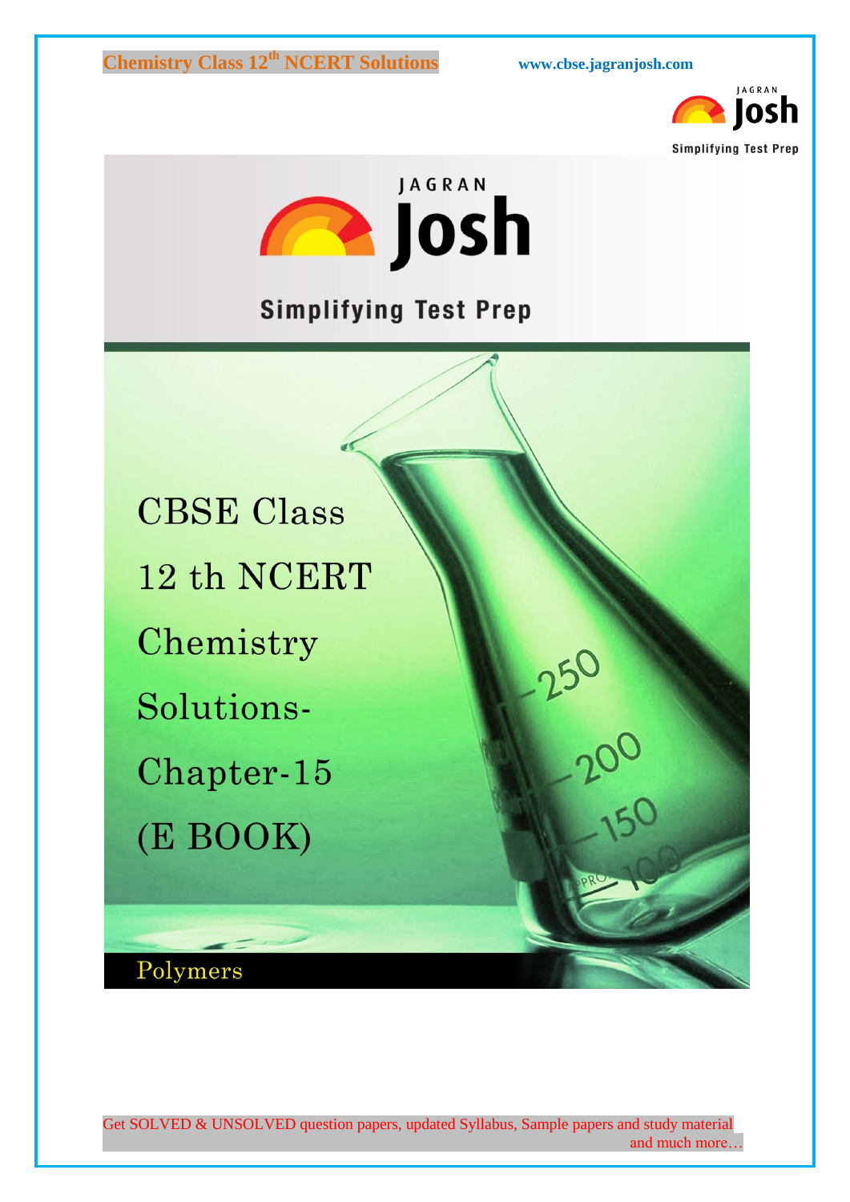Simplifying Test Prep

# CBSE Class 12 th NCERT Chemistry Solutions- Chapter-15 (E BOOK)

## Polymers

Get SOLVED & UNSOLVED question papers, updated Syllabus, Sample papers and study material and much more…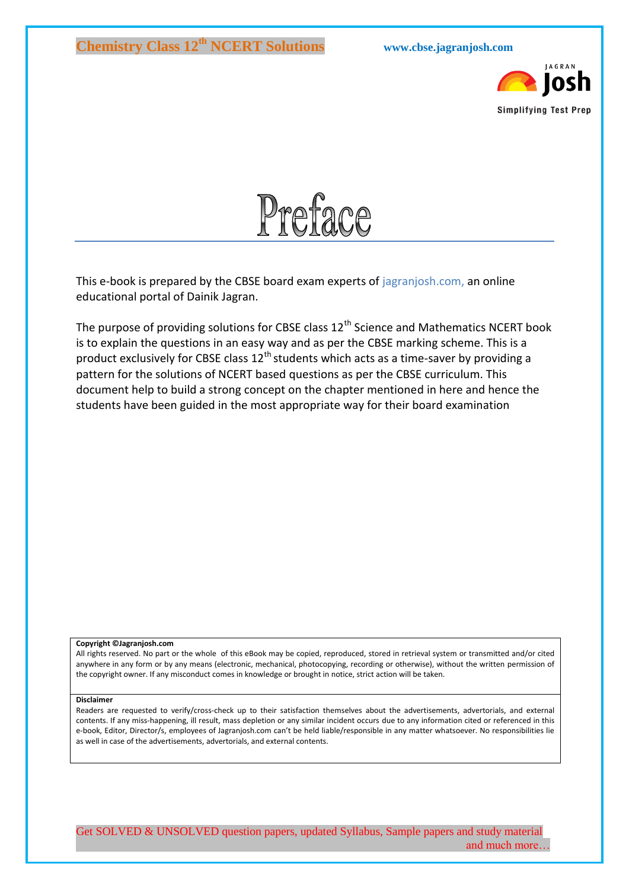# Preface

This e-book is prepared by the CBSE board exam experts of jagranjosh.com, an online educational portal of Dainik Jagran.

The purpose of providing solutions for CBSE class $12^{th}$ Science and Mathematics NCERT book is to explain the questions in an easy way and as per the CBSE marking scheme. This is a product exclusively for CBSE class $12^{th}$ students which acts as a time-saver by providing a pattern for the solutions of NCERT based questions as per the CBSE curriculum. This document help to build a strong concept on the chapter mentioned in here and hence the students have been guided in the most appropriate way for their board examination

**Copyright ©Jagranjosh.com**

All rights reserved. No part or the whole of this eBook may be copied, reproduced, stored in retrieval system or transmitted and/or cited anywhere in any form or by any means (electronic, mechanical, photocopying, recording or otherwise), without the written permission of the copyright owner. If any misconduct comes in knowledge or brought in notice, strict action will be taken.

**Disclaimer**

Readers are requested to verify/cross-check up to their satisfaction themselves about the advertisements, advertorials, and external contents. If any miss-happening, ill result, mass depletion or any similar incident occurs due to any information cited or referenced in this e-book, Editor, Director/s, employees of Jagranjosh.com can't be held liable/responsible in any matter whatsoever. No responsibilities lie as well in case of the advertisements, advertorials, and external contents.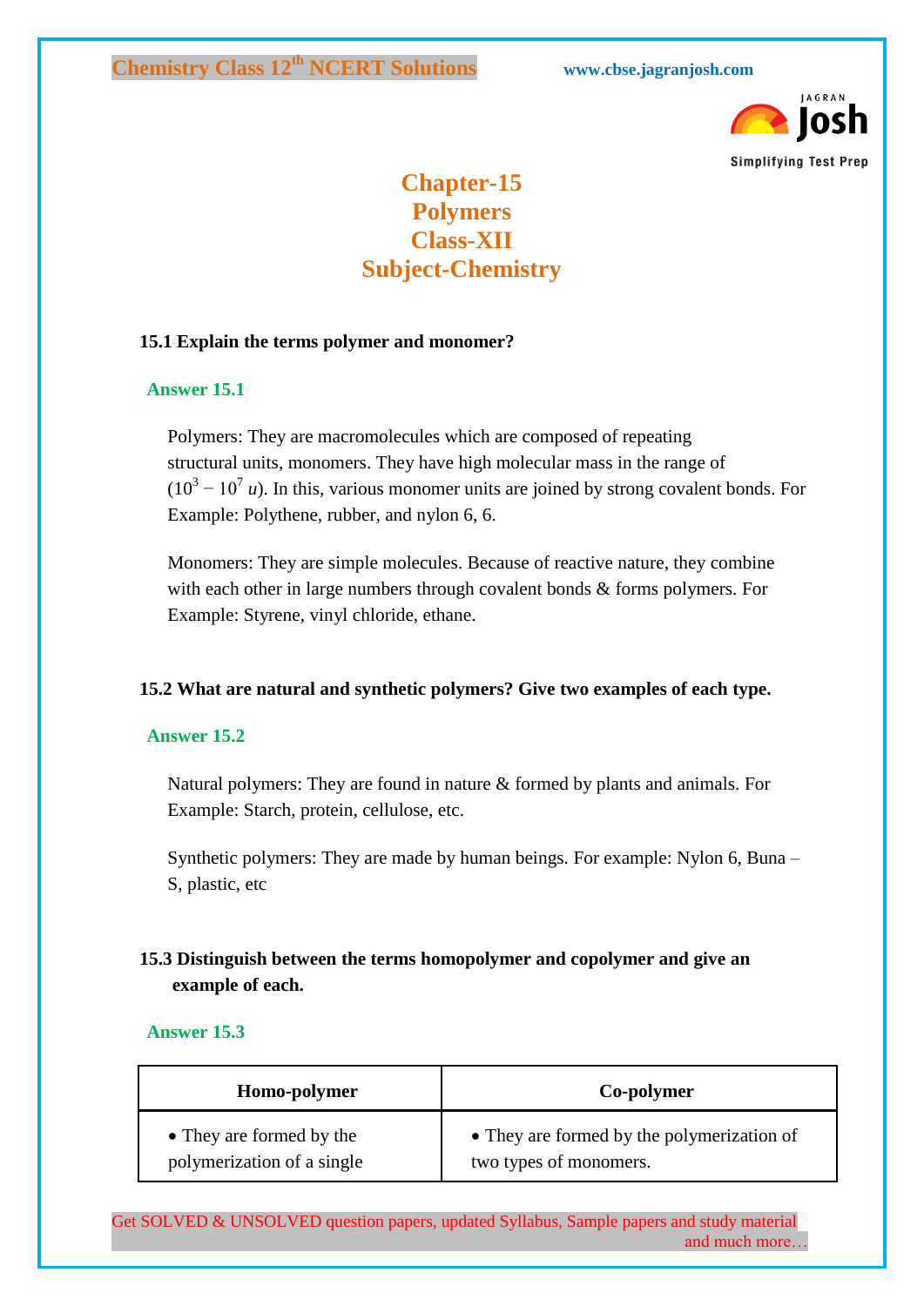# Chapter-15
# Polymers
# Class-XII
# Subject-Chemistry

**15.1 Explain the terms polymer and monomer?**

**Answer 15.1**

Polymers: They are macromolecules which are composed of repeating structural units, monomers. They have high molecular mass in the range of ($10^3 - 10^7\ u$). In this, various monomer units are joined by strong covalent bonds. For Example: Polythene, rubber, and nylon 6, 6.

Monomers: They are simple molecules. Because of reactive nature, they combine with each other in large numbers through covalent bonds & forms polymers. For Example: Styrene, vinyl chloride, ethane.

**15.2 What are natural and synthetic polymers? Give two examples of each type.**

**Answer 15.2**

Natural polymers: They are found in nature & formed by plants and animals. For Example: Starch, protein, cellulose, etc.

Synthetic polymers: They are made by human beings. For example: Nylon 6, Buna – S, plastic, etc

**15.3 Distinguish between the terms homopolymer and copolymer and give an example of each.**

**Answer 15.3**

| Homo-polymer | Co-polymer |
|---|---|
| • They are formed by the polymerization of a single | • They are formed by the polymerization of two types of monomers. |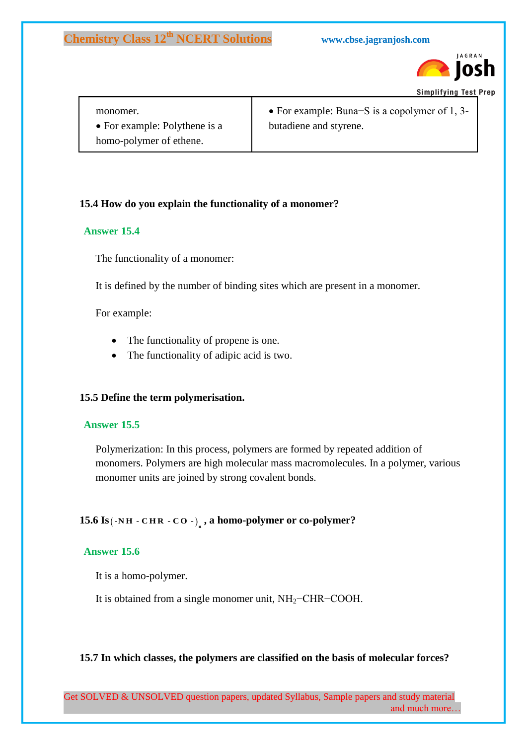| | |
|---|---|
| monomer. • For example: Polythene is a homo-polymer of ethene. | • For example: Buna−S is a copolymer of 1, 3-butadiene and styrene. |

**15.4 How do you explain the functionality of a monomer?**

**Answer 15.4**

The functionality of a monomer:

It is defined by the number of binding sites which are present in a monomer.

For example:

- The functionality of propene is one.
- The functionality of adipic acid is two.

**15.5 Define the term polymerisation.**

**Answer 15.5**

Polymerization: In this process, polymers are formed by repeated addition of monomers. Polymers are high molecular mass macromolecules. In a polymer, various monomer units are joined by strong covalent bonds.

**15.6 Is $(-NH-CHR-CO-)_n$, a homo-polymer or co-polymer?**

**Answer 15.6**

It is a homo-polymer.

It is obtained from a single monomer unit, $NH_2-CHR-COOH$.

**15.7 In which classes, the polymers are classified on the basis of molecular forces?**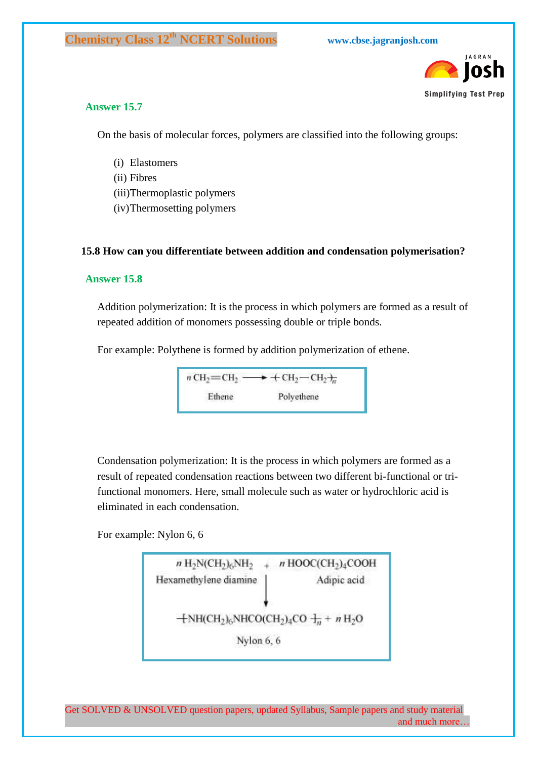**Answer 15.7**

On the basis of molecular forces, polymers are classified into the following groups:

(i) Elastomers
(ii) Fibres
(iii)Thermoplastic polymers
(iv)Thermosetting polymers

**15.8 How can you differentiate between addition and condensation polymerisation?**

**Answer 15.8**

Addition polymerization: It is the process in which polymers are formed as a result of repeated addition of monomers possessing double or triple bonds.

For example: Polythene is formed by addition polymerization of ethene.

$$n\,CH_2{=}CH_2 \longrightarrow -\!\!\left( CH_2-CH_2 \right)\!\!-_n$$

Ethene → Polyethene

Condensation polymerization: It is the process in which polymers are formed as a result of repeated condensation reactions between two different bi-functional or tri-functional monomers. Here, small molecule such as water or hydrochloric acid is eliminated in each condensation.

For example: Nylon 6, 6

$$n\,H_2N(CH_2)_6NH_2 + n\,HOOC(CH_2)_4COOH \longrightarrow -\!\!\left[ NH(CH_2)_6NHCO(CH_2)_4CO \right]\!\!-_n + n\,H_2O$$

Hexamethylene diamine + Adipic acid → Nylon 6, 6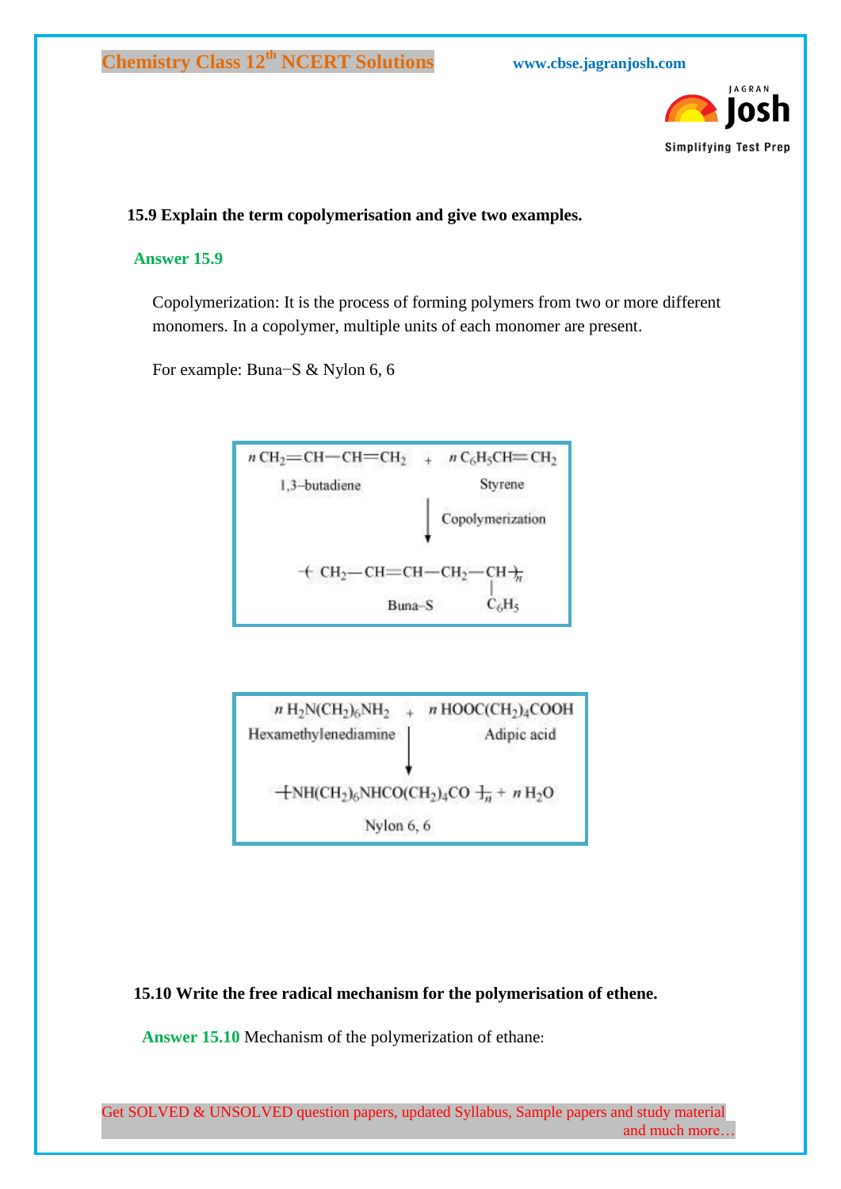**15.9 Explain the term copolymerisation and give two examples.**

**Answer 15.9**

Copolymerization: It is the process of forming polymers from two or more different monomers. In a copolymer, multiple units of each monomer are present.

For example: Buna−S & Nylon 6, 6

$$n\,CH_2{=}CH{-}CH{=}CH_2 \;(\text{1,3-butadiene}) + n\,C_6H_5CH{=}CH_2 \;(\text{Styrene}) \xrightarrow{\text{Copolymerization}} \left[ CH_2{-}CH{=}CH{-}CH_2{-}\underset{\displaystyle C_6H_5}{\underset{|}{CH}} \right]_n \;(\text{Buna-S})$$

$$n\,H_2N(CH_2)_6NH_2 \;(\text{Hexamethylenediamine}) + n\,HOOC(CH_2)_4COOH \;(\text{Adipic acid}) \longrightarrow \left[ NH(CH_2)_6NHCO(CH_2)_4CO \right]_n + n\,H_2O \;(\text{Nylon 6, 6})$$

**15.10 Write the free radical mechanism for the polymerisation of ethene.**

**Answer 15.10** Mechanism of the polymerization of ethane: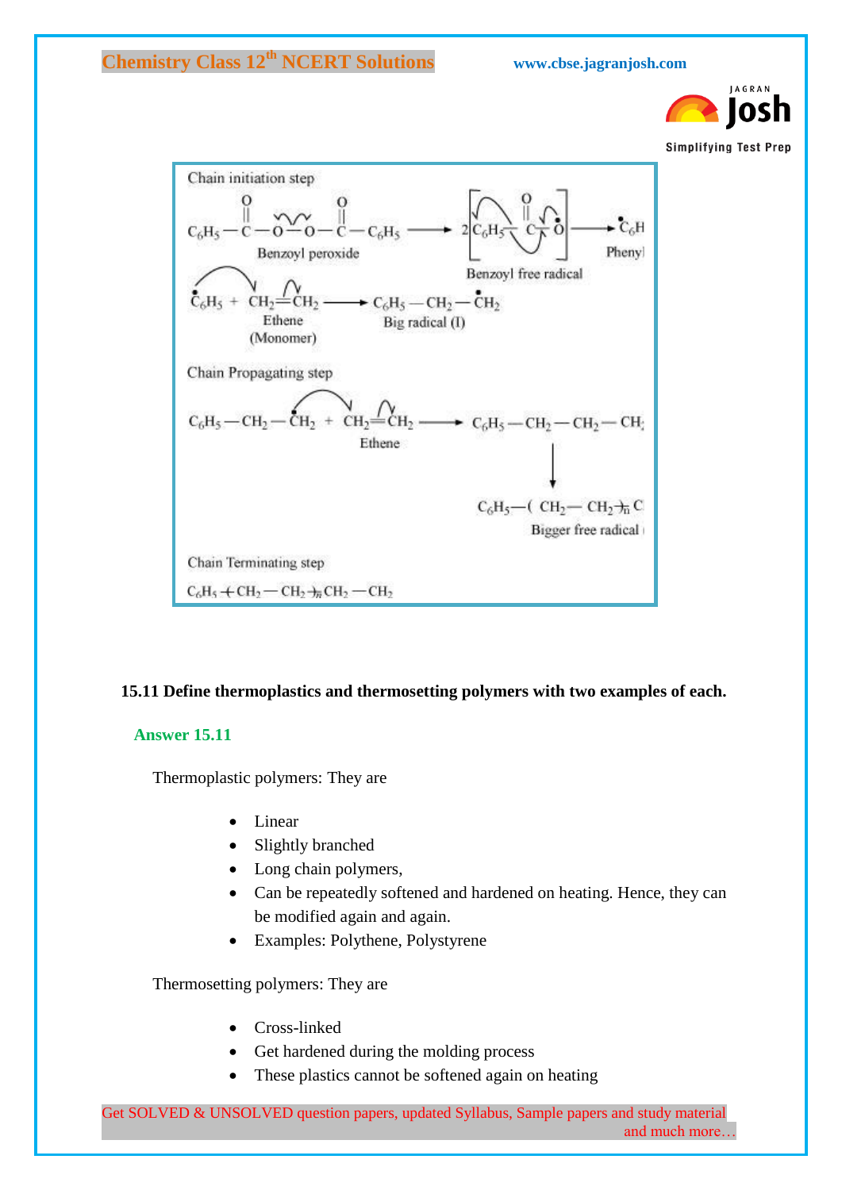Chain initiation step

$$C_6H_5-\overset{O}{\overset{\|}{C}}-O-O-\overset{O}{\overset{\|}{C}}-C_6H_5 \longrightarrow 2\left[C_6H_5-\overset{O}{\overset{\|}{C}}-\dot{O}\right] \longrightarrow \dot{C}_6H_5$$

Benzoyl peroxide — Benzoyl free radical — Phenyl

$$\dot{C}_6H_5 + CH_2=CH_2 \longrightarrow C_6H_5-CH_2-\dot{C}H_2$$

Ethene (Monomer) — Big radical (I)

Chain Propagating step

$$C_6H_5-CH_2-\dot{C}H_2 + CH_2=CH_2 \longrightarrow C_6H_5-CH_2-CH_2-CH_2$$

Ethene

$$\downarrow$$

$$C_6H_5-(CH_2-CH_2)_n-C$$

Bigger free radical

Chain Terminating step

$$C_6H_5-(CH_2-CH_2)_n-CH_2-CH_2$$

**15.11 Define thermoplastics and thermosetting polymers with two examples of each.**

**Answer 15.11**

Thermoplastic polymers: They are

- Linear
- Slightly branched
- Long chain polymers,
- Can be repeatedly softened and hardened on heating. Hence, they can be modified again and again.
- Examples: Polythene, Polystyrene

Thermosetting polymers: They are

- Cross-linked
- Get hardened during the molding process
- These plastics cannot be softened again on heating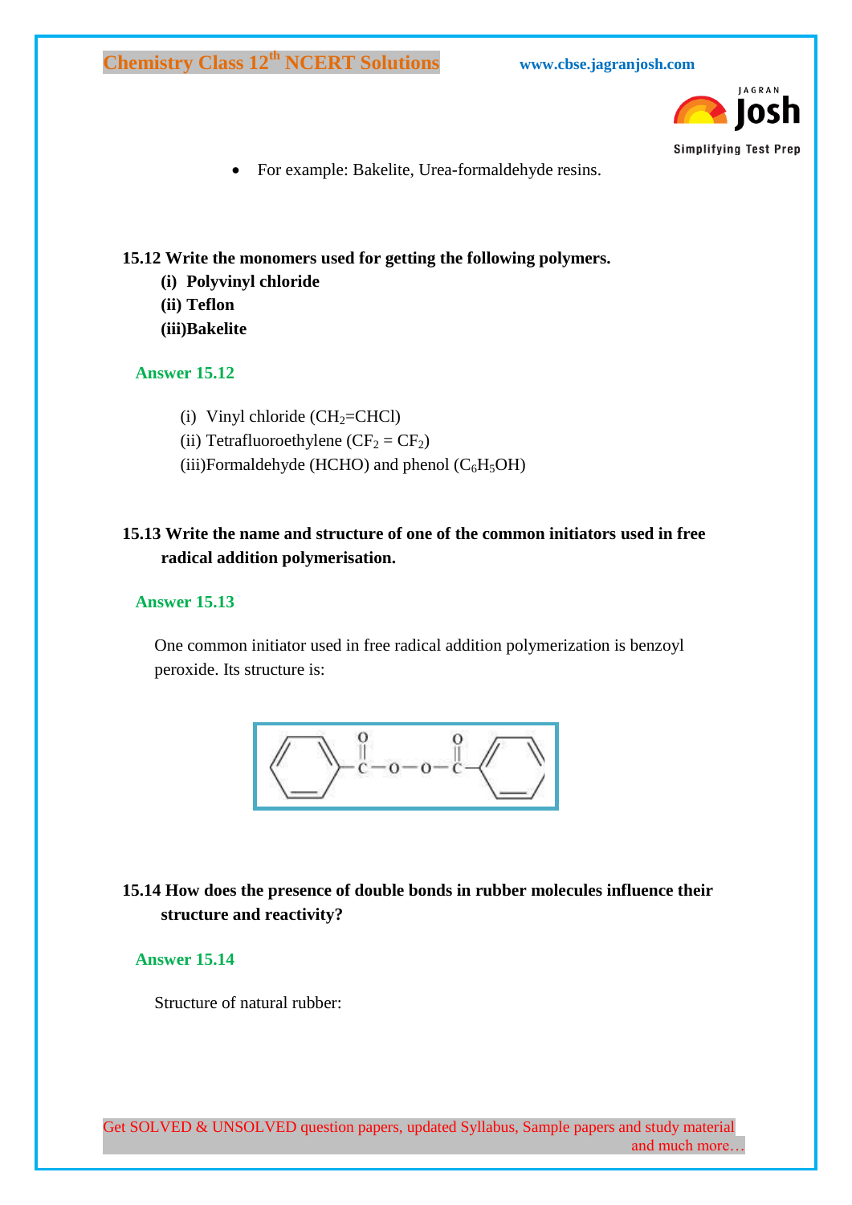- For example: Bakelite, Urea-formaldehyde resins.

**15.12 Write the monomers used for getting the following polymers.**

**(i) Polyvinyl chloride**

**(ii) Teflon**

**(iii)Bakelite**

**Answer 15.12**

(i) Vinyl chloride ($CH_2$=CHCl)

(ii) Tetrafluoroethylene ($CF_2 = CF_2$)

(iii)Formaldehyde (HCHO) and phenol ($C_6H_5OH$)

**15.13 Write the name and structure of one of the common initiators used in free radical addition polymerisation.**

**Answer 15.13**

One common initiator used in free radical addition polymerization is benzoyl peroxide. Its structure is:

$$C_6H_5-\overset{O}{\overset{\|}{C}}-O-O-\overset{O}{\overset{\|}{C}}-C_6H_5$$

**15.14 How does the presence of double bonds in rubber molecules influence their structure and reactivity?**

**Answer 15.14**

Structure of natural rubber: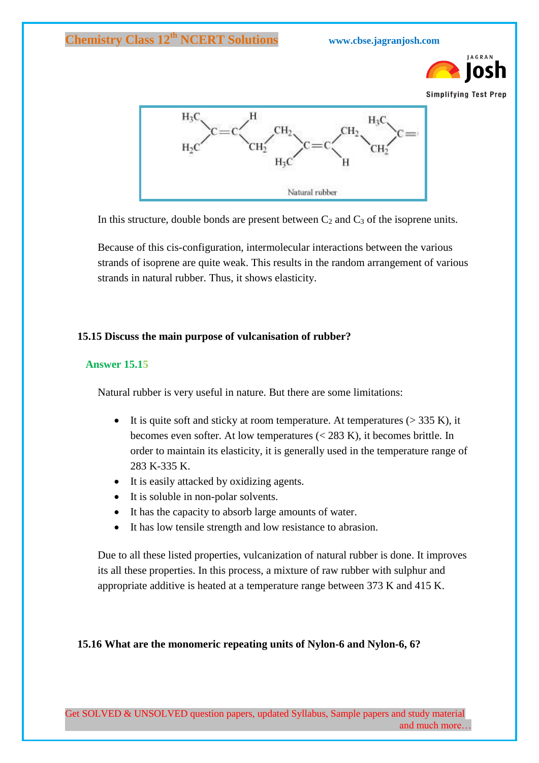Natural rubber

In this structure, double bonds are present between $C_2$ and $C_3$ of the isoprene units.

Because of this cis-configuration, intermolecular interactions between the various strands of isoprene are quite weak. This results in the random arrangement of various strands in natural rubber. Thus, it shows elasticity.

**15.15 Discuss the main purpose of vulcanisation of rubber?**

**Answer 15.15**

Natural rubber is very useful in nature. But there are some limitations:

- It is quite soft and sticky at room temperature. At temperatures (> 335 K), it becomes even softer. At low temperatures (< 283 K), it becomes brittle. In order to maintain its elasticity, it is generally used in the temperature range of 283 K-335 K.
- It is easily attacked by oxidizing agents.
- It is soluble in non-polar solvents.
- It has the capacity to absorb large amounts of water.
- It has low tensile strength and low resistance to abrasion.

Due to all these listed properties, vulcanization of natural rubber is done. It improves its all these properties. In this process, a mixture of raw rubber with sulphur and appropriate additive is heated at a temperature range between 373 K and 415 K.

**15.16 What are the monomeric repeating units of Nylon-6 and Nylon-6, 6?**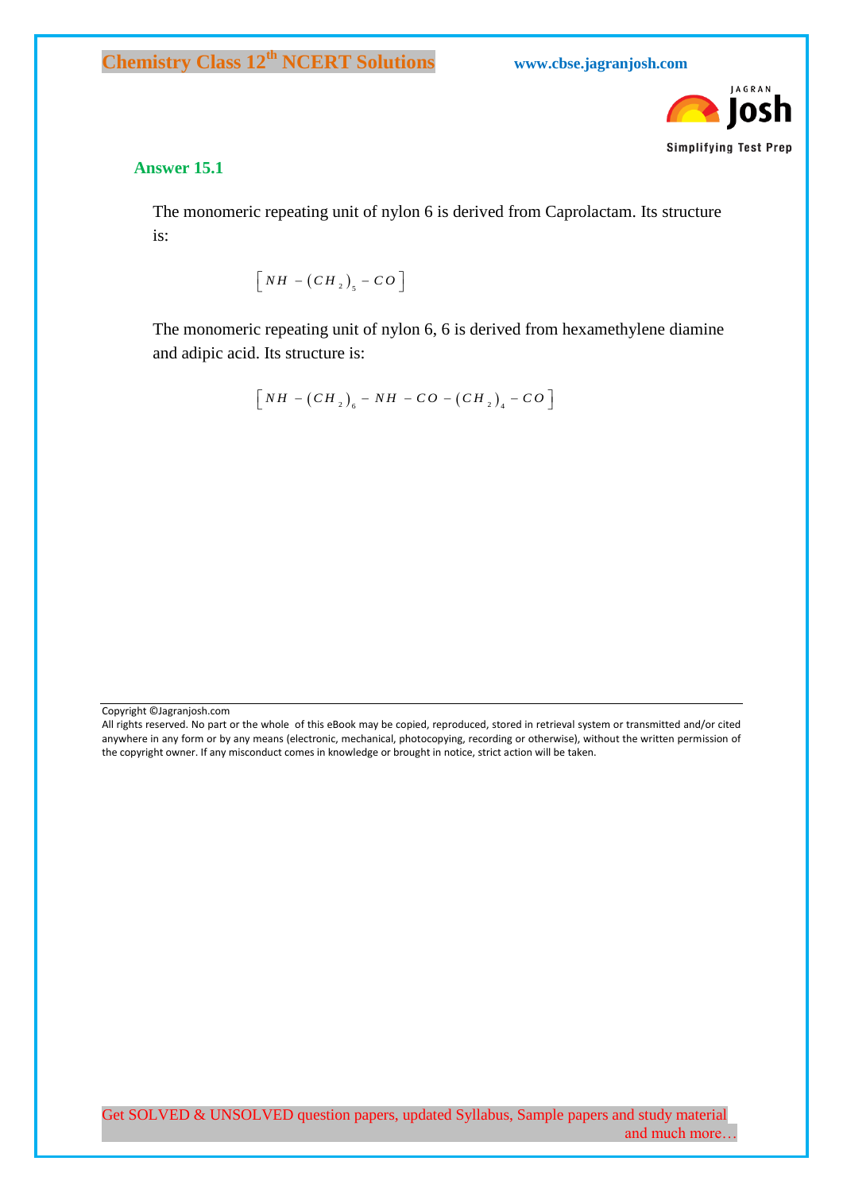### Answer 15.1

The monomeric repeating unit of nylon 6 is derived from Caprolactam. Its structure is:

$$\left[ NH - (CH_2)_5 - CO \right]$$

The monomeric repeating unit of nylon 6, 6 is derived from hexamethylene diamine and adipic acid. Its structure is:

$$\left[ NH - (CH_2)_6 - NH - CO - (CH_2)_4 - CO \right]$$

Copyright ©Jagranjosh.com

All rights reserved. No part or the whole of this eBook may be copied, reproduced, stored in retrieval system or transmitted and/or cited anywhere in any form or by any means (electronic, mechanical, photocopying, recording or otherwise), without the written permission of the copyright owner. If any misconduct comes in knowledge or brought in notice, strict action will be taken.